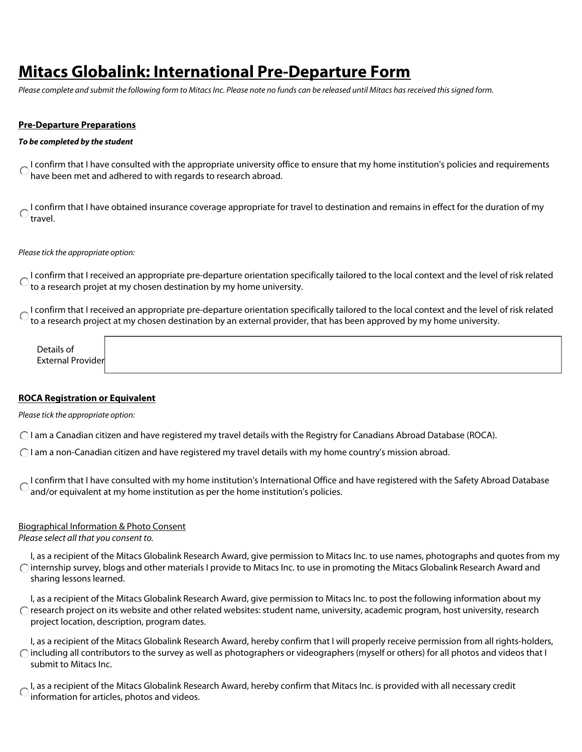# Mitacs Globalink: International Pre-Departure Form

*Please complete and submit the following form to Mitacs Inc. Please note no funds can be released until Mitacs has received this signed form.*

## Pre-Departure Preparations

***To be completed by the student***

- ○ I confirm that I have consulted with the appropriate university office to ensure that my home institution's policies and requirements have been met and adhered to with regards to research abroad.

- ○ I confirm that I have obtained insurance coverage appropriate for travel to destination and remains in effect for the duration of my travel.

*Please tick the appropriate option:*

- ○ I confirm that I received an appropriate pre-departure orientation specifically tailored to the local context and the level of risk related to a research projet at my chosen destination by my home university.

- ○ I confirm that I received an appropriate pre-departure orientation specifically tailored to the local context and the level of risk related to a research project at my chosen destination by an external provider, that has been approved by my home university.

| Details of External Provider | |
|---|---|

## ROCA Registration or Equivalent

*Please tick the appropriate option:*

- ○ I am a Canadian citizen and have registered my travel details with the Registry for Canadians Abroad Database (ROCA).
- ○ I am a non-Canadian citizen and have registered my travel details with my home country's mission abroad.

- ○ I confirm that I have consulted with my home institution's International Office and have registered with the Safety Abroad Database and/or equivalent at my home institution as per the home institution's policies.

## Biographical Information & Photo Consent

*Please select all that you consent to.*

- ○ I, as a recipient of the Mitacs Globalink Research Award, give permission to Mitacs Inc. to use names, photographs and quotes from my internship survey, blogs and other materials I provide to Mitacs Inc. to use in promoting the Mitacs Globalink Research Award and sharing lessons learned.

- ○ I, as a recipient of the Mitacs Globalink Research Award, give permission to Mitacs Inc. to post the following information about my research project on its website and other related websites: student name, university, academic program, host university, research project location, description, program dates.

- ○ I, as a recipient of the Mitacs Globalink Research Award, hereby confirm that I will properly receive permission from all rights-holders, including all contributors to the survey as well as photographers or videographers (myself or others) for all photos and videos that I submit to Mitacs Inc.

- ○ I, as a recipient of the Mitacs Globalink Research Award, hereby confirm that Mitacs Inc. is provided with all necessary credit information for articles, photos and videos.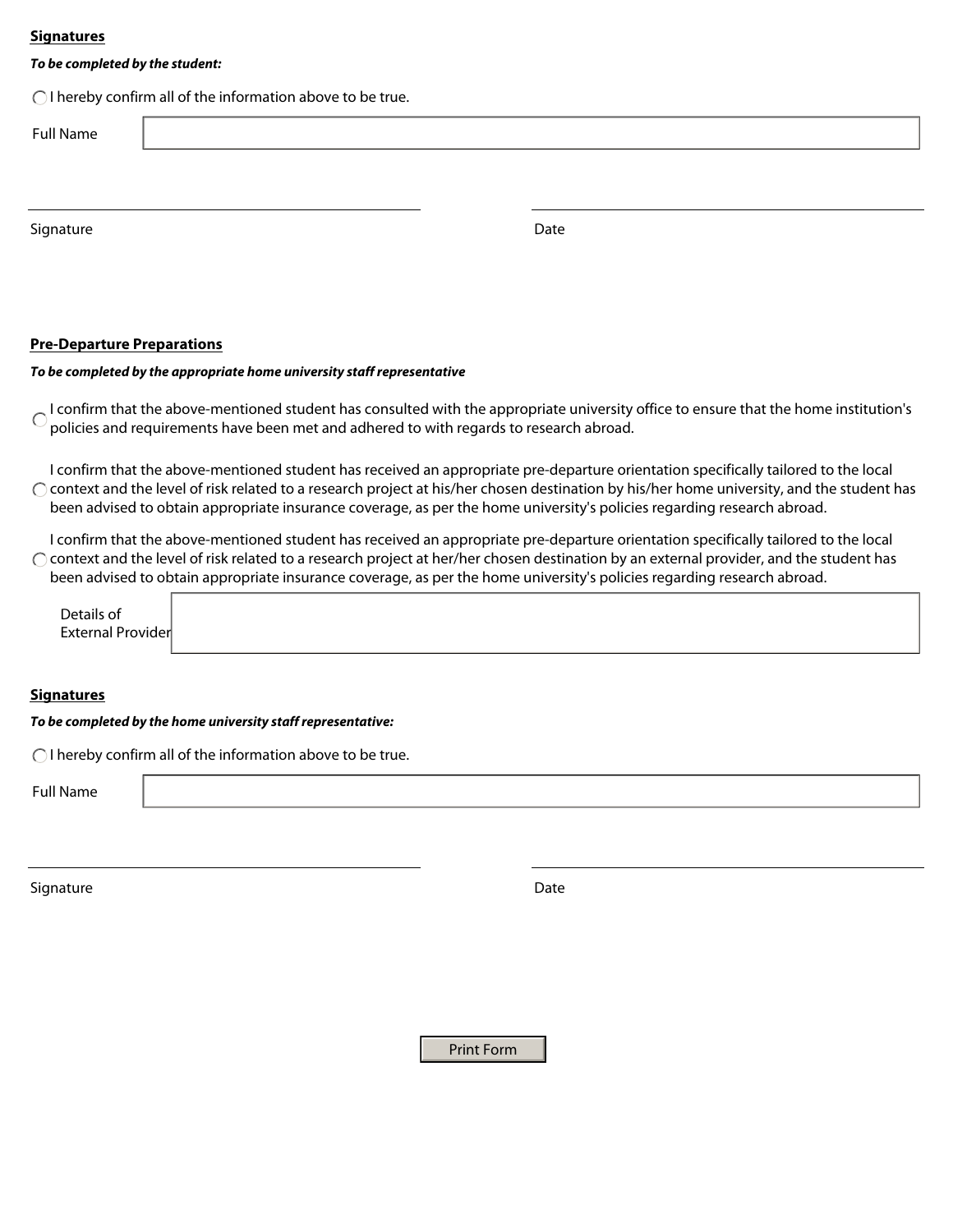**Signatures**

***To be completed by the student:***

○ I hereby confirm all of the information above to be true.

Full Name

Signature

Date

**Pre-Departure Preparations**

***To be completed by the appropriate home university staff representative***

○ I confirm that the above-mentioned student has consulted with the appropriate university office to ensure that the home institution's policies and requirements have been met and adhered to with regards to research abroad.

○ I confirm that the above-mentioned student has received an appropriate pre-departure orientation specifically tailored to the local context and the level of risk related to a research project at his/her chosen destination by his/her home university, and the student has been advised to obtain appropriate insurance coverage, as per the home university's policies regarding research abroad.

○ I confirm that the above-mentioned student has received an appropriate pre-departure orientation specifically tailored to the local context and the level of risk related to a research project at her/her chosen destination by an external provider, and the student has been advised to obtain appropriate insurance coverage, as per the home university's policies regarding research abroad.

Details of External Provider

**Signatures**

***To be completed by the home university staff representative:***

○ I hereby confirm all of the information above to be true.

Full Name

Signature

Date

Print Form